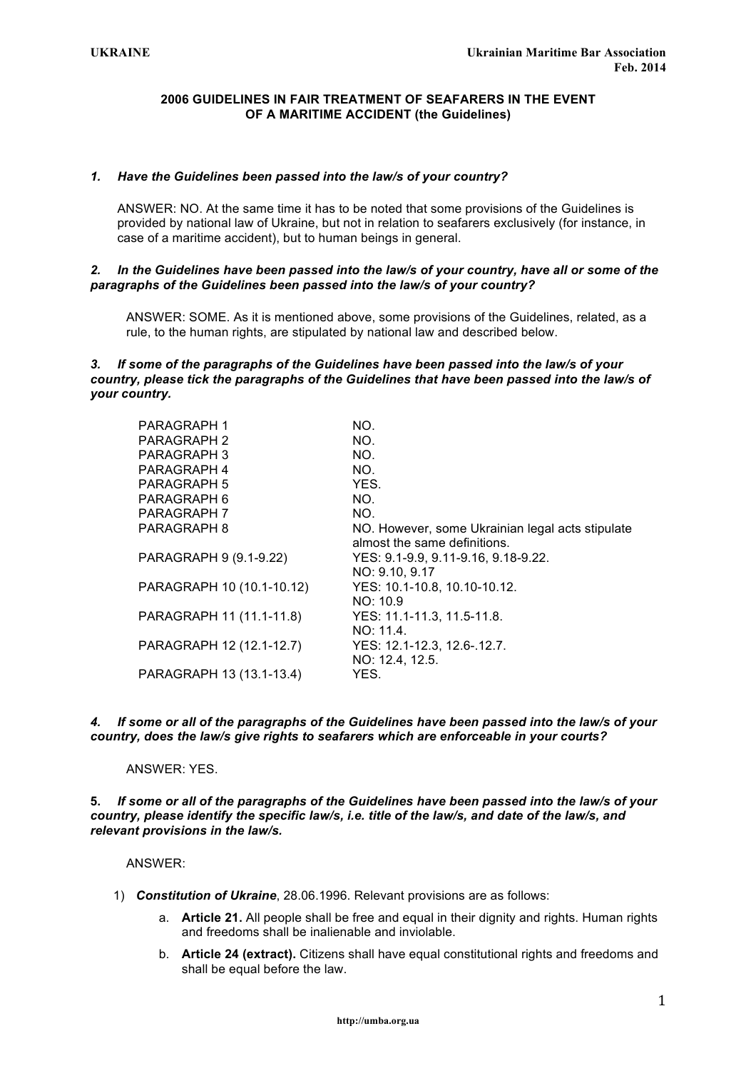UKRAINE

Ukrainian Maritime Bar Association
Feb. 2014

**2006 GUIDELINES IN FAIR TREATMENT OF SEAFARERS IN THE EVENT OF A MARITIME ACCIDENT (the Guidelines)**

***1. Have the Guidelines been passed into the law/s of your country?***

ANSWER: NO. At the same time it has to be noted that some provisions of the Guidelines is provided by national law of Ukraine, but not in relation to seafarers exclusively (for instance, in case of a maritime accident), but to human beings in general.

***2. In the Guidelines have been passed into the law/s of your country, have all or some of the paragraphs of the Guidelines been passed into the law/s of your country?***

ANSWER: SOME. As it is mentioned above, some provisions of the Guidelines, related, as a rule, to the human rights, are stipulated by national law and described below.

***3. If some of the paragraphs of the Guidelines have been passed into the law/s of your country, please tick the paragraphs of the Guidelines that have been passed into the law/s of your country.***

| | |
|---|---|
| PARAGRAPH 1 | NO. |
| PARAGRAPH 2 | NO. |
| PARAGRAPH 3 | NO. |
| PARAGRAPH 4 | NO. |
| PARAGRAPH 5 | YES. |
| PARAGRAPH 6 | NO. |
| PARAGRAPH 7 | NO. |
| PARAGRAPH 8 | NO. However, some Ukrainian legal acts stipulate almost the same definitions. |
| PARAGRAPH 9 (9.1-9.22) | YES: 9.1-9.9, 9.11-9.16, 9.18-9.22. NO: 9.10, 9.17 |
| PARAGRAPH 10 (10.1-10.12) | YES: 10.1-10.8, 10.10-10.12. NO: 10.9 |
| PARAGRAPH 11 (11.1-11.8) | YES: 11.1-11.3, 11.5-11.8. NO: 11.4. |
| PARAGRAPH 12 (12.1-12.7) | YES: 12.1-12.3, 12.6-.12.7. NO: 12.4, 12.5. |
| PARAGRAPH 13 (13.1-13.4) | YES. |

***4. If some or all of the paragraphs of the Guidelines have been passed into the law/s of your country, does the law/s give rights to seafarers which are enforceable in your courts?***

ANSWER: YES.

**5.** ***If some or all of the paragraphs of the Guidelines have been passed into the law/s of your country, please identify the specific law/s, i.e. title of the law/s, and date of the law/s, and relevant provisions in the law/s.***

ANSWER:

1) ***Constitution of Ukraine***, 28.06.1996. Relevant provisions are as follows:

   a. **Article 21.** All people shall be free and equal in their dignity and rights. Human rights and freedoms shall be inalienable and inviolable.

   b. **Article 24 (extract).** Citizens shall have equal constitutional rights and freedoms and shall be equal before the law.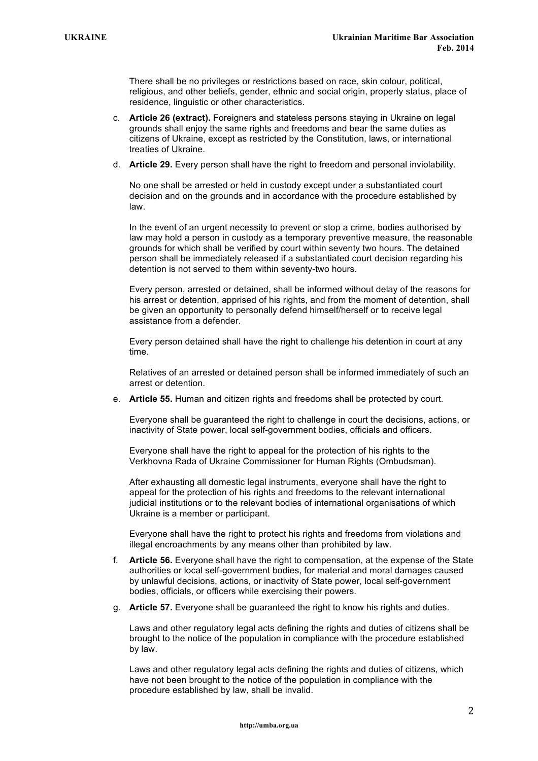There shall be no privileges or restrictions based on race, skin colour, political, religious, and other beliefs, gender, ethnic and social origin, property status, place of residence, linguistic or other characteristics.

c. **Article 26 (extract).** Foreigners and stateless persons staying in Ukraine on legal grounds shall enjoy the same rights and freedoms and bear the same duties as citizens of Ukraine, except as restricted by the Constitution, laws, or international treaties of Ukraine.

d. **Article 29.** Every person shall have the right to freedom and personal inviolability.

   No one shall be arrested or held in custody except under a substantiated court decision and on the grounds and in accordance with the procedure established by law.

   In the event of an urgent necessity to prevent or stop a crime, bodies authorised by law may hold a person in custody as a temporary preventive measure, the reasonable grounds for which shall be verified by court within seventy two hours. The detained person shall be immediately released if a substantiated court decision regarding his detention is not served to them within seventy-two hours.

   Every person, arrested or detained, shall be informed without delay of the reasons for his arrest or detention, apprised of his rights, and from the moment of detention, shall be given an opportunity to personally defend himself/herself or to receive legal assistance from a defender.

   Every person detained shall have the right to challenge his detention in court at any time.

   Relatives of an arrested or detained person shall be informed immediately of such an arrest or detention.

e. **Article 55.** Human and citizen rights and freedoms shall be protected by court.

   Everyone shall be guaranteed the right to challenge in court the decisions, actions, or inactivity of State power, local self-government bodies, officials and officers.

   Everyone shall have the right to appeal for the protection of his rights to the Verkhovna Rada of Ukraine Commissioner for Human Rights (Ombudsman).

   After exhausting all domestic legal instruments, everyone shall have the right to appeal for the protection of his rights and freedoms to the relevant international judicial institutions or to the relevant bodies of international organisations of which Ukraine is a member or participant.

   Everyone shall have the right to protect his rights and freedoms from violations and illegal encroachments by any means other than prohibited by law.

f. **Article 56.** Everyone shall have the right to compensation, at the expense of the State authorities or local self-government bodies, for material and moral damages caused by unlawful decisions, actions, or inactivity of State power, local self-government bodies, officials, or officers while exercising their powers.

g. **Article 57.** Everyone shall be guaranteed the right to know his rights and duties.

   Laws and other regulatory legal acts defining the rights and duties of citizens shall be brought to the notice of the population in compliance with the procedure established by law.

   Laws and other regulatory legal acts defining the rights and duties of citizens, which have not been brought to the notice of the population in compliance with the procedure established by law, shall be invalid.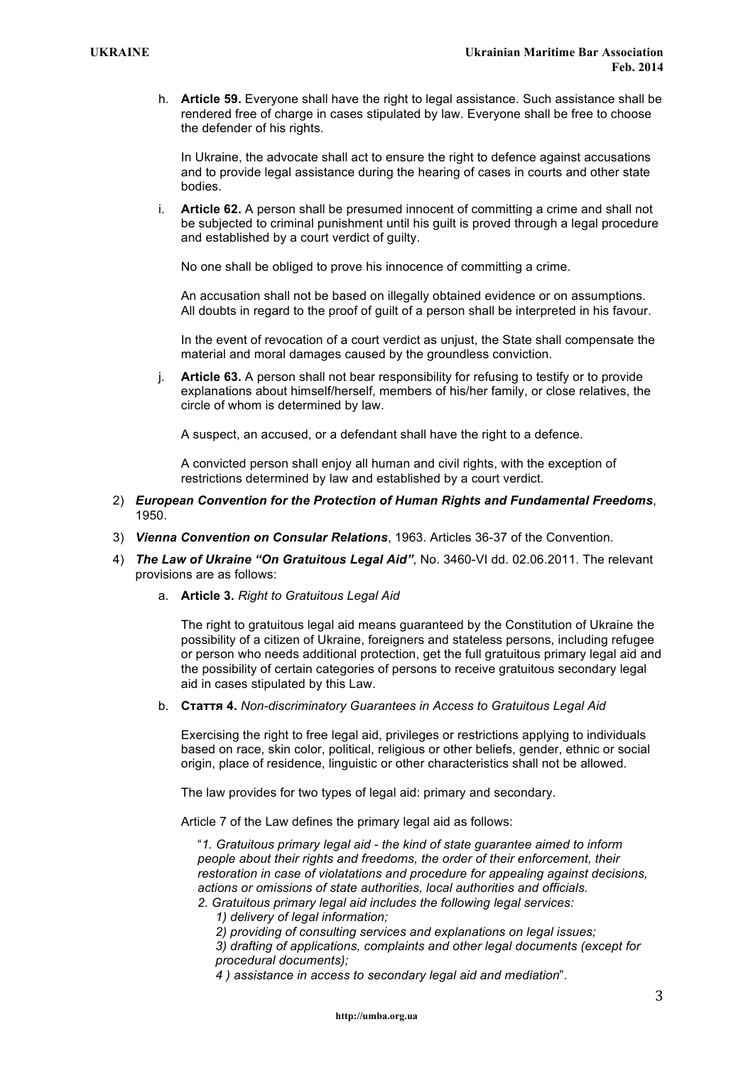h. **Article 59.** Everyone shall have the right to legal assistance. Such assistance shall be rendered free of charge in cases stipulated by law. Everyone shall be free to choose the defender of his rights.

   In Ukraine, the advocate shall act to ensure the right to defence against accusations and to provide legal assistance during the hearing of cases in courts and other state bodies.

i. **Article 62.** A person shall be presumed innocent of committing a crime and shall not be subjected to criminal punishment until his guilt is proved through a legal procedure and established by a court verdict of guilty.

   No one shall be obliged to prove his innocence of committing a crime.

   An accusation shall not be based on illegally obtained evidence or on assumptions. All doubts in regard to the proof of guilt of a person shall be interpreted in his favour.

   In the event of revocation of a court verdict as unjust, the State shall compensate the material and moral damages caused by the groundless conviction.

j. **Article 63.** A person shall not bear responsibility for refusing to testify or to provide explanations about himself/herself, members of his/her family, or close relatives, the circle of whom is determined by law.

   A suspect, an accused, or a defendant shall have the right to a defence.

   A convicted person shall enjoy all human and civil rights, with the exception of restrictions determined by law and established by a court verdict.

2) ***European Convention for the Protection of Human Rights and Fundamental Freedoms***, 1950.

3) ***Vienna Convention on Consular Relations***, 1963. Articles 36-37 of the Convention.

4) ***The Law of Ukraine "On Gratuitous Legal Aid"***, No. 3460-VI dd. 02.06.2011. The relevant provisions are as follows:

   a. **Article 3.** *Right to Gratuitous Legal Aid*

      The right to gratuitous legal aid means guaranteed by the Constitution of Ukraine the possibility of a citizen of Ukraine, foreigners and stateless persons, including refugee or person who needs additional protection, get the full gratuitous primary legal aid and the possibility of certain categories of persons to receive gratuitous secondary legal aid in cases stipulated by this Law.

   b. **Стаття 4.** *Non-discriminatory Guarantees in Access to Gratuitous Legal Aid*

      Exercising the right to free legal aid, privileges or restrictions applying to individuals based on race, skin color, political, religious or other beliefs, gender, ethnic or social origin, place of residence, linguistic or other characteristics shall not be allowed.

      The law provides for two types of legal aid: primary and secondary.

      Article 7 of the Law defines the primary legal aid as follows:

      "*1. Gratuitous primary legal aid - the kind of state guarantee aimed to inform people about their rights and freedoms, the order of their enforcement, their restoration in case of violatations and procedure for appealing against decisions, actions or omissions of state authorities, local authorities and officials.*
      *2. Gratuitous primary legal aid includes the following legal services:*
      *1) delivery of legal information;*
      *2) providing of consulting services and explanations on legal issues;*
      *3) drafting of applications, complaints and other legal documents (except for procedural documents);*
      *4 ) assistance in access to secondary legal aid and mediation*".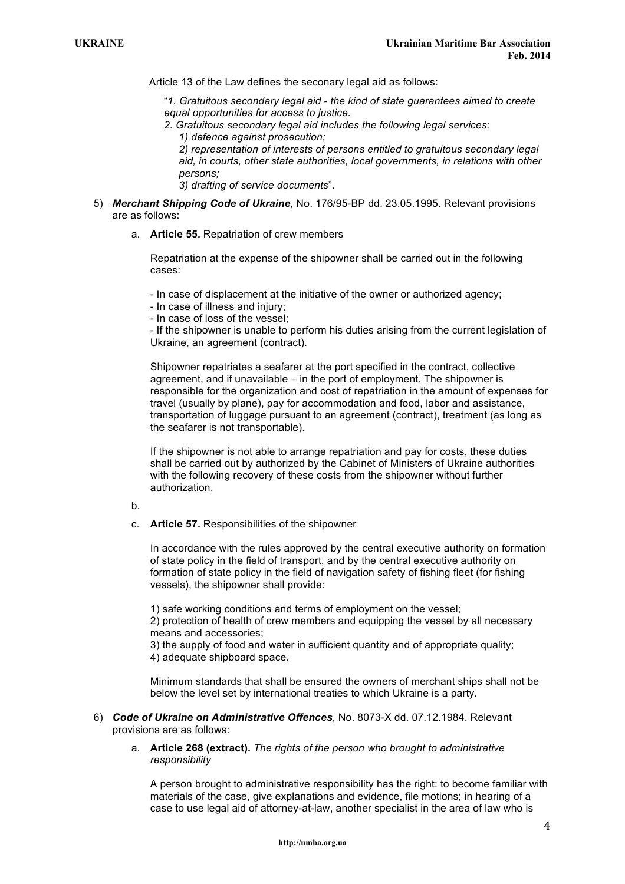Article 13 of the Law defines the seconary legal aid as follows:

"*1. Gratuitous secondary legal aid - the kind of state guarantees aimed to create equal opportunities for access to justice.*
*2. Gratuitous secondary legal aid includes the following legal services:*
*1) defence against prosecution;*
*2) representation of interests of persons entitled to gratuitous secondary legal aid, in courts, other state authorities, local governments, in relations with other persons;*
*3) drafting of service documents*".

5) ***Merchant Shipping Code of Ukraine***, No. 176/95-BP dd. 23.05.1995. Relevant provisions are as follows:

   a. **Article 55.** Repatriation of crew members

   Repatriation at the expense of the shipowner shall be carried out in the following cases:

   - In case of displacement at the initiative of the owner or authorized agency;
   - In case of illness and injury;
   - In case of loss of the vessel;
   - If the shipowner is unable to perform his duties arising from the current legislation of Ukraine, an agreement (contract).

   Shipowner repatriates a seafarer at the port specified in the contract, collective agreement, and if unavailable – in the port of employment. The shipowner is responsible for the organization and cost of repatriation in the amount of expenses for travel (usually by plane), pay for accommodation and food, labor and assistance, transportation of luggage pursuant to an agreement (contract), treatment (as long as the seafarer is not transportable).

   If the shipowner is not able to arrange repatriation and pay for costs, these duties shall be carried out by authorized by the Cabinet of Ministers of Ukraine authorities with the following recovery of these costs from the shipowner without further authorization.

   b.

   c. **Article 57.** Responsibilities of the shipowner

   In accordance with the rules approved by the central executive authority on formation of state policy in the field of transport, and by the central executive authority on formation of state policy in the field of navigation safety of fishing fleet (for fishing vessels), the shipowner shall provide:

   1) safe working conditions and terms of employment on the vessel;
   2) protection of health of crew members and equipping the vessel by all necessary means and accessories;
   3) the supply of food and water in sufficient quantity and of appropriate quality;
   4) adequate shipboard space.

   Minimum standards that shall be ensured the owners of merchant ships shall not be below the level set by international treaties to which Ukraine is a party.

6) ***Code of Ukraine on Administrative Offences***, No. 8073-X dd. 07.12.1984. Relevant provisions are as follows:

   a. **Article 268 (extract).** *The rights of the person who brought to administrative responsibility*

   A person brought to administrative responsibility has the right: to become familiar with materials of the case, give explanations and evidence, file motions; in hearing of a case to use legal aid of attorney-at-law, another specialist in the area of law who is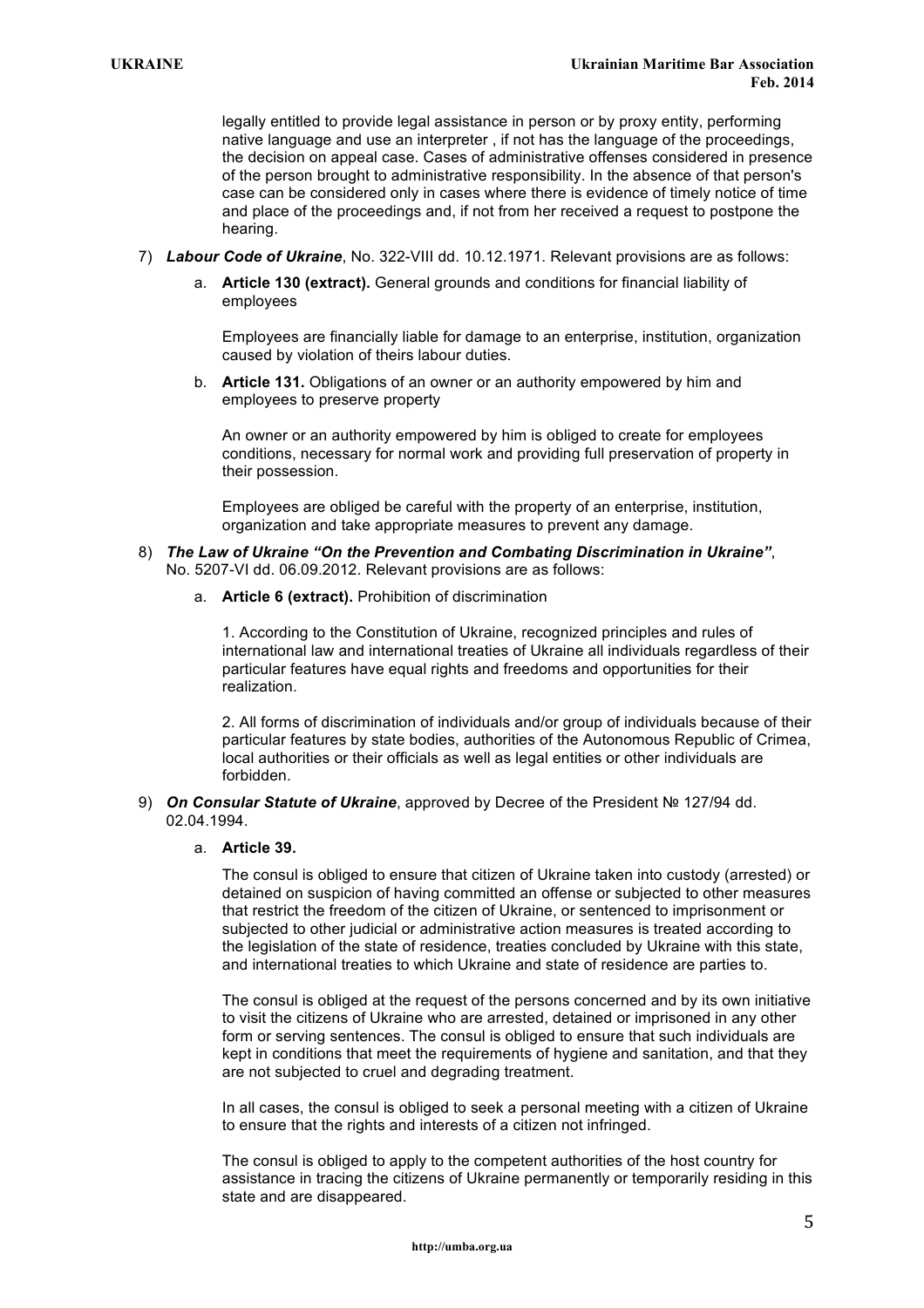legally entitled to provide legal assistance in person or by proxy entity, performing native language and use an interpreter , if not has the language of the proceedings, the decision on appeal case. Cases of administrative offenses considered in presence of the person brought to administrative responsibility. In the absence of that person's case can be considered only in cases where there is evidence of timely notice of time and place of the proceedings and, if not from her received a request to postpone the hearing.

7) ***Labour Code of Ukraine***, No. 322-VIII dd. 10.12.1971. Relevant provisions are as follows:

   a. **Article 130 (extract).** General grounds and conditions for financial liability of employees

      Employees are financially liable for damage to an enterprise, institution, organization caused by violation of theirs labour duties.

   b. **Article 131.** Obligations of an owner or an authority empowered by him and employees to preserve property

      An owner or an authority empowered by him is obliged to create for employees conditions, necessary for normal work and providing full preservation of property in their possession.

      Employees are obliged be careful with the property of an enterprise, institution, organization and take appropriate measures to prevent any damage.

8) ***The Law of Ukraine "On the Prevention and Combating Discrimination in Ukraine"***, No. 5207-VI dd. 06.09.2012. Relevant provisions are as follows:

   a. **Article 6 (extract).** Prohibition of discrimination

      1. According to the Constitution of Ukraine, recognized principles and rules of international law and international treaties of Ukraine all individuals regardless of their particular features have equal rights and freedoms and opportunities for their realization.

      2. All forms of discrimination of individuals and/or group of individuals because of their particular features by state bodies, authorities of the Autonomous Republic of Crimea, local authorities or their officials as well as legal entities or other individuals are forbidden.

9) ***On Consular Statute of Ukraine***, approved by Decree of the President № 127/94 dd. 02.04.1994.

   a. **Article 39.**

      The consul is obliged to ensure that citizen of Ukraine taken into custody (arrested) or detained on suspicion of having committed an offense or subjected to other measures that restrict the freedom of the citizen of Ukraine, or sentenced to imprisonment or subjected to other judicial or administrative action measures is treated according to the legislation of the state of residence, treaties concluded by Ukraine with this state, and international treaties to which Ukraine and state of residence are parties to.

      The consul is obliged at the request of the persons concerned and by its own initiative to visit the citizens of Ukraine who are arrested, detained or imprisoned in any other form or serving sentences. The consul is obliged to ensure that such individuals are kept in conditions that meet the requirements of hygiene and sanitation, and that they are not subjected to cruel and degrading treatment.

      In all cases, the consul is obliged to seek a personal meeting with a citizen of Ukraine to ensure that the rights and interests of a citizen not infringed.

      The consul is obliged to apply to the competent authorities of the host country for assistance in tracing the citizens of Ukraine permanently or temporarily residing in this state and are disappeared.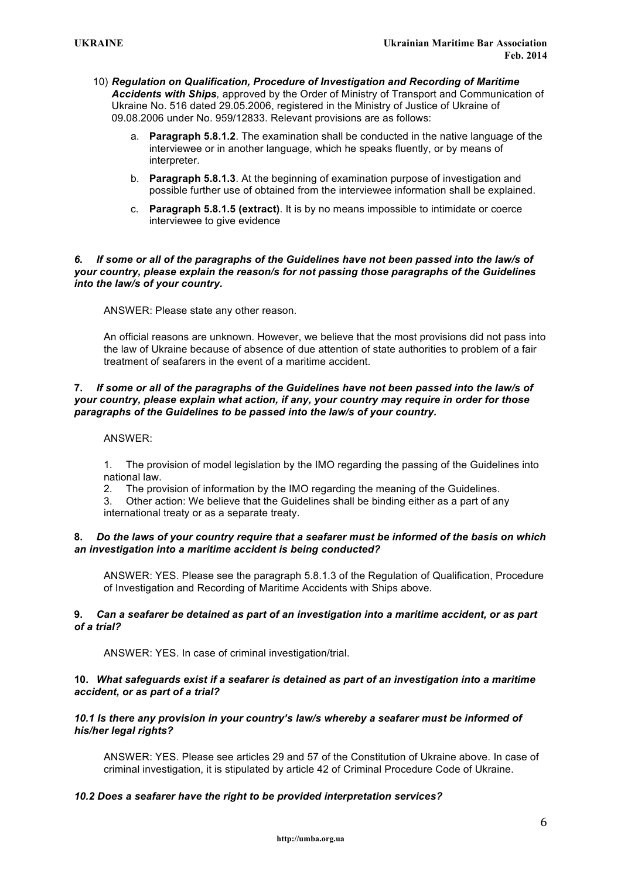10) ***Regulation on Qualification, Procedure of Investigation and Recording of Maritime Accidents with Ships**,* approved by the Order of Ministry of Transport and Communication of Ukraine No. 516 dated 29.05.2006, registered in the Ministry of Justice of Ukraine of 09.08.2006 under No. 959/12833. Relevant provisions are as follows:

   a. **Paragraph 5.8.1.2**. The examination shall be conducted in the native language of the interviewee or in another language, which he speaks fluently, or by means of interpreter.

   b. **Paragraph 5.8.1.3**. At the beginning of examination purpose of investigation and possible further use of obtained from the interviewee information shall be explained.

   c. **Paragraph 5.8.1.5 (extract)**. It is by no means impossible to intimidate or coerce interviewee to give evidence

***6. If some or all of the paragraphs of the Guidelines have not been passed into the law/s of your country, please explain the reason/s for not passing those paragraphs of the Guidelines into the law/s of your country.***

ANSWER: Please state any other reason.

An official reasons are unknown. However, we believe that the most provisions did not pass into the law of Ukraine because of absence of due attention of state authorities to problem of a fair treatment of seafarers in the event of a maritime accident.

**7.** ***If some or all of the paragraphs of the Guidelines have not been passed into the law/s of your country, please explain what action, if any, your country may require in order for those paragraphs of the Guidelines to be passed into the law/s of your country.***

ANSWER:

1. The provision of model legislation by the IMO regarding the passing of the Guidelines into national law.
2. The provision of information by the IMO regarding the meaning of the Guidelines.
3. Other action: We believe that the Guidelines shall be binding either as a part of any international treaty or as a separate treaty.

**8.** ***Do the laws of your country require that a seafarer must be informed of the basis on which an investigation into a maritime accident is being conducted?***

ANSWER: YES. Please see the paragraph 5.8.1.3 of the Regulation of Qualification, Procedure of Investigation and Recording of Maritime Accidents with Ships above.

**9.** ***Can a seafarer be detained as part of an investigation into a maritime accident, or as part of a trial?***

ANSWER: YES. In case of criminal investigation/trial.

**10.** ***What safeguards exist if a seafarer is detained as part of an investigation into a maritime accident, or as part of a trial?***

***10.1 Is there any provision in your country's law/s whereby a seafarer must be informed of his/her legal rights?***

ANSWER: YES. Please see articles 29 and 57 of the Constitution of Ukraine above. In case of criminal investigation, it is stipulated by article 42 of Criminal Procedure Code of Ukraine.

***10.2 Does a seafarer have the right to be provided interpretation services?***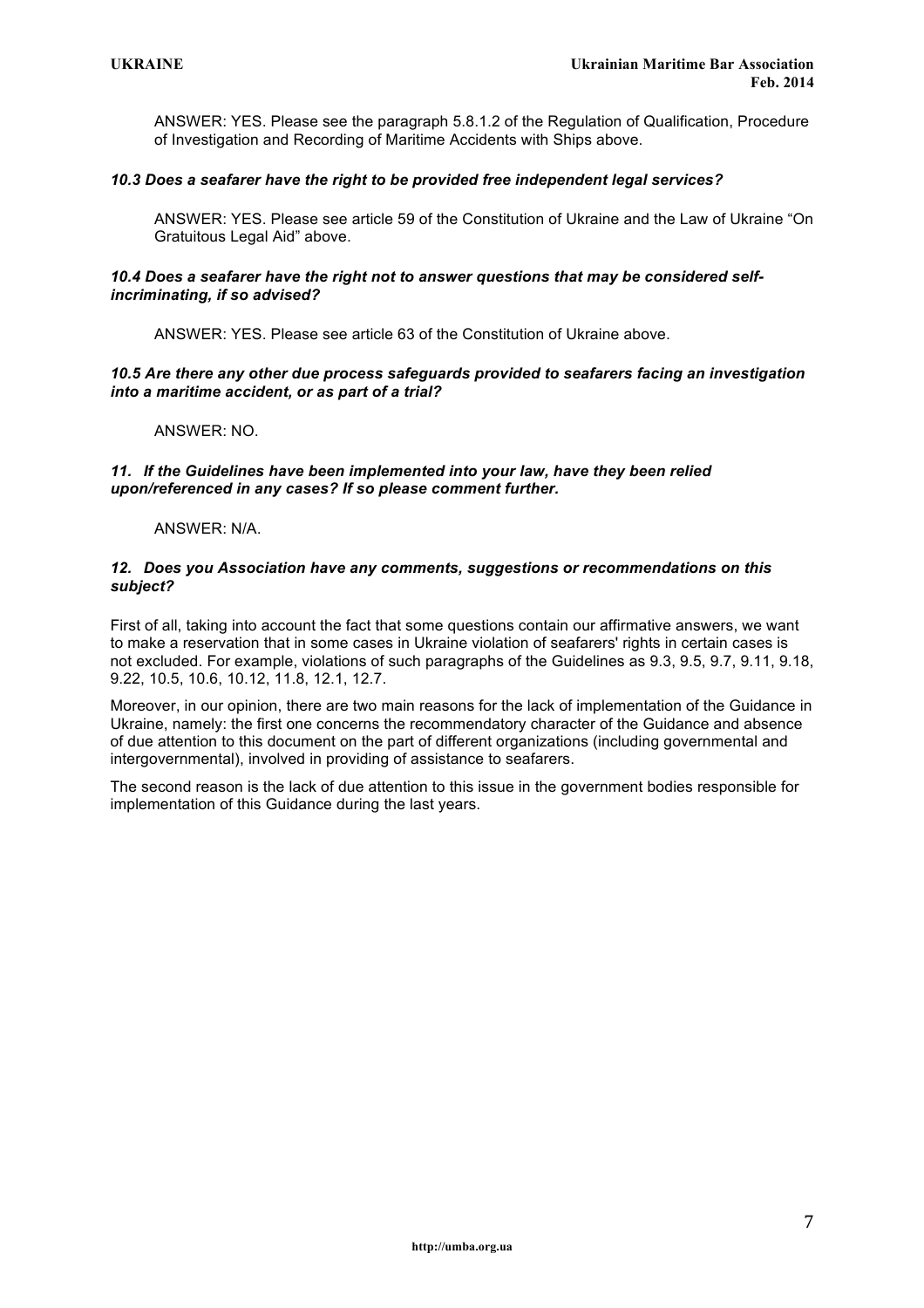ANSWER: YES. Please see the paragraph 5.8.1.2 of the Regulation of Qualification, Procedure of Investigation and Recording of Maritime Accidents with Ships above.

***10.3 Does a seafarer have the right to be provided free independent legal services?***

ANSWER: YES. Please see article 59 of the Constitution of Ukraine and the Law of Ukraine "On Gratuitous Legal Aid" above.

***10.4 Does a seafarer have the right not to answer questions that may be considered self-incriminating, if so advised?***

ANSWER: YES. Please see article 63 of the Constitution of Ukraine above.

***10.5 Are there any other due process safeguards provided to seafarers facing an investigation into a maritime accident, or as part of a trial?***

ANSWER: NO.

***11. If the Guidelines have been implemented into your law, have they been relied upon/referenced in any cases? If so please comment further.***

ANSWER: N/A.

***12. Does you Association have any comments, suggestions or recommendations on this subject?***

First of all, taking into account the fact that some questions contain our affirmative answers, we want to make a reservation that in some cases in Ukraine violation of seafarers' rights in certain cases is not excluded. For example, violations of such paragraphs of the Guidelines as 9.3, 9.5, 9.7, 9.11, 9.18, 9.22, 10.5, 10.6, 10.12, 11.8, 12.1, 12.7.

Moreover, in our opinion, there are two main reasons for the lack of implementation of the Guidance in Ukraine, namely: the first one concerns the recommendatory character of the Guidance and absence of due attention to this document on the part of different organizations (including governmental and intergovernmental), involved in providing of assistance to seafarers.

The second reason is the lack of due attention to this issue in the government bodies responsible for implementation of this Guidance during the last years.